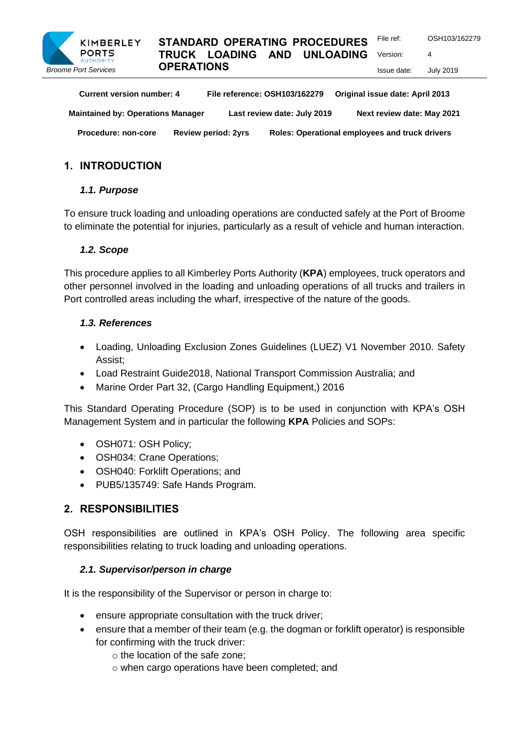| Current version number: 4 | File reference: OSH103/162279 | Original issue date: April 2013 |
|---|---|---|
| Maintained by: Operations Manager | Last review date: July 2019 | Next review date: May 2021 |
| Procedure: non-core | Review period: 2yrs | Roles: Operational employees and truck drivers |

# 1. INTRODUCTION

## *1.1. Purpose*

To ensure truck loading and unloading operations are conducted safely at the Port of Broome to eliminate the potential for injuries, particularly as a result of vehicle and human interaction.

## *1.2. Scope*

This procedure applies to all Kimberley Ports Authority (**KPA**) employees, truck operators and other personnel involved in the loading and unloading operations of all trucks and trailers in Port controlled areas including the wharf, irrespective of the nature of the goods.

## *1.3. References*

- Loading, Unloading Exclusion Zones Guidelines (LUEZ) V1 November 2010. Safety Assist;
- Load Restraint Guide2018, National Transport Commission Australia; and
- Marine Order Part 32, (Cargo Handling Equipment,) 2016

This Standard Operating Procedure (SOP) is to be used in conjunction with KPA's OSH Management System and in particular the following **KPA** Policies and SOPs:

- OSH071: OSH Policy;
- OSH034: Crane Operations;
- OSH040: Forklift Operations; and
- PUB5/135749: Safe Hands Program.

# 2. RESPONSIBILITIES

OSH responsibilities are outlined in KPA's OSH Policy. The following area specific responsibilities relating to truck loading and unloading operations.

## *2.1. Supervisor/person in charge*

It is the responsibility of the Supervisor or person in charge to:

- ensure appropriate consultation with the truck driver;
- ensure that a member of their team (e.g. the dogman or forklift operator) is responsible for confirming with the truck driver:
  - the location of the safe zone;
  - when cargo operations have been completed; and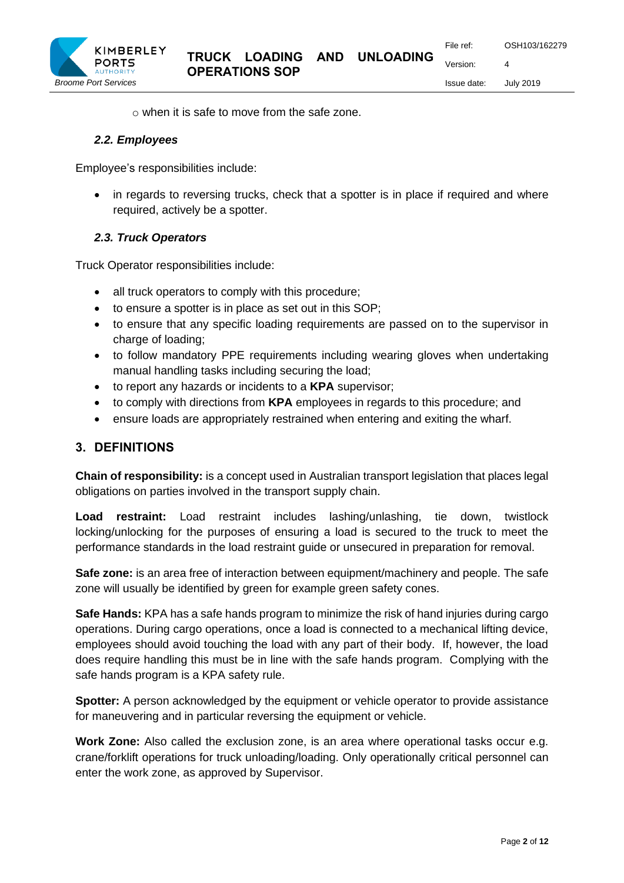- when it is safe to move from the safe zone.

### *2.2. Employees*

Employee's responsibilities include:

- in regards to reversing trucks, check that a spotter is in place if required and where required, actively be a spotter.

### *2.3. Truck Operators*

Truck Operator responsibilities include:

- all truck operators to comply with this procedure;
- to ensure a spotter is in place as set out in this SOP;
- to ensure that any specific loading requirements are passed on to the supervisor in charge of loading;
- to follow mandatory PPE requirements including wearing gloves when undertaking manual handling tasks including securing the load;
- to report any hazards or incidents to a **KPA** supervisor;
- to comply with directions from **KPA** employees in regards to this procedure; and
- ensure loads are appropriately restrained when entering and exiting the wharf.

## 3. DEFINITIONS

**Chain of responsibility:** is a concept used in Australian transport legislation that places legal obligations on parties involved in the transport supply chain.

**Load restraint:** Load restraint includes lashing/unlashing, tie down, twistlock locking/unlocking for the purposes of ensuring a load is secured to the truck to meet the performance standards in the load restraint guide or unsecured in preparation for removal.

**Safe zone:** is an area free of interaction between equipment/machinery and people. The safe zone will usually be identified by green for example green safety cones.

**Safe Hands:** KPA has a safe hands program to minimize the risk of hand injuries during cargo operations. During cargo operations, once a load is connected to a mechanical lifting device, employees should avoid touching the load with any part of their body. If, however, the load does require handling this must be in line with the safe hands program. Complying with the safe hands program is a KPA safety rule.

**Spotter:** A person acknowledged by the equipment or vehicle operator to provide assistance for maneuvering and in particular reversing the equipment or vehicle.

**Work Zone:** Also called the exclusion zone, is an area where operational tasks occur e.g. crane/forklift operations for truck unloading/loading. Only operationally critical personnel can enter the work zone, as approved by Supervisor.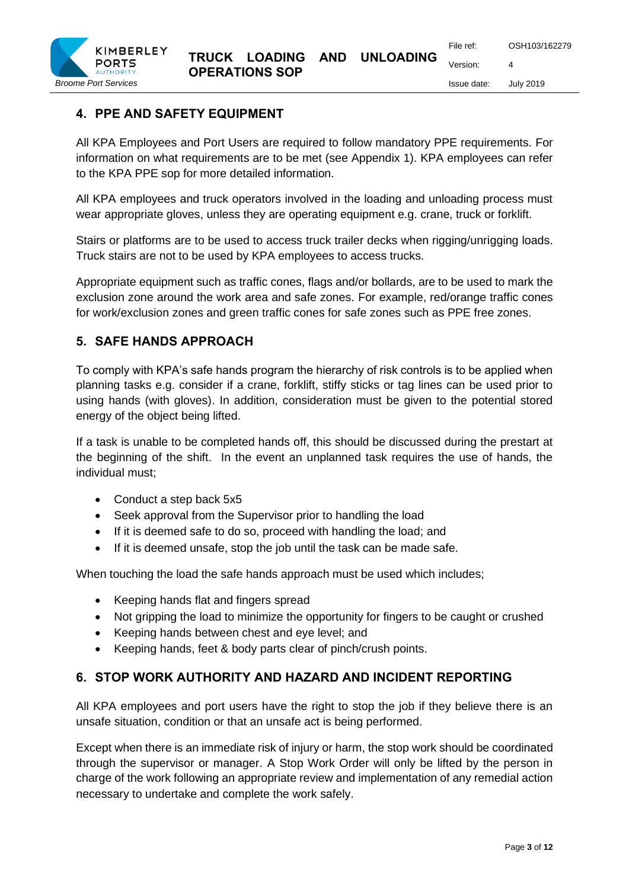## 4. PPE AND SAFETY EQUIPMENT

All KPA Employees and Port Users are required to follow mandatory PPE requirements. For information on what requirements are to be met (see Appendix 1). KPA employees can refer to the KPA PPE sop for more detailed information.

All KPA employees and truck operators involved in the loading and unloading process must wear appropriate gloves, unless they are operating equipment e.g. crane, truck or forklift.

Stairs or platforms are to be used to access truck trailer decks when rigging/unrigging loads. Truck stairs are not to be used by KPA employees to access trucks.

Appropriate equipment such as traffic cones, flags and/or bollards, are to be used to mark the exclusion zone around the work area and safe zones. For example, red/orange traffic cones for work/exclusion zones and green traffic cones for safe zones such as PPE free zones.

## 5. SAFE HANDS APPROACH

To comply with KPA's safe hands program the hierarchy of risk controls is to be applied when planning tasks e.g. consider if a crane, forklift, stiffy sticks or tag lines can be used prior to using hands (with gloves). In addition, consideration must be given to the potential stored energy of the object being lifted.

If a task is unable to be completed hands off, this should be discussed during the prestart at the beginning of the shift. In the event an unplanned task requires the use of hands, the individual must;

- Conduct a step back 5x5
- Seek approval from the Supervisor prior to handling the load
- If it is deemed safe to do so, proceed with handling the load; and
- If it is deemed unsafe, stop the job until the task can be made safe.

When touching the load the safe hands approach must be used which includes;

- Keeping hands flat and fingers spread
- Not gripping the load to minimize the opportunity for fingers to be caught or crushed
- Keeping hands between chest and eye level; and
- Keeping hands, feet & body parts clear of pinch/crush points.

## 6. STOP WORK AUTHORITY AND HAZARD AND INCIDENT REPORTING

All KPA employees and port users have the right to stop the job if they believe there is an unsafe situation, condition or that an unsafe act is being performed.

Except when there is an immediate risk of injury or harm, the stop work should be coordinated through the supervisor or manager. A Stop Work Order will only be lifted by the person in charge of the work following an appropriate review and implementation of any remedial action necessary to undertake and complete the work safely.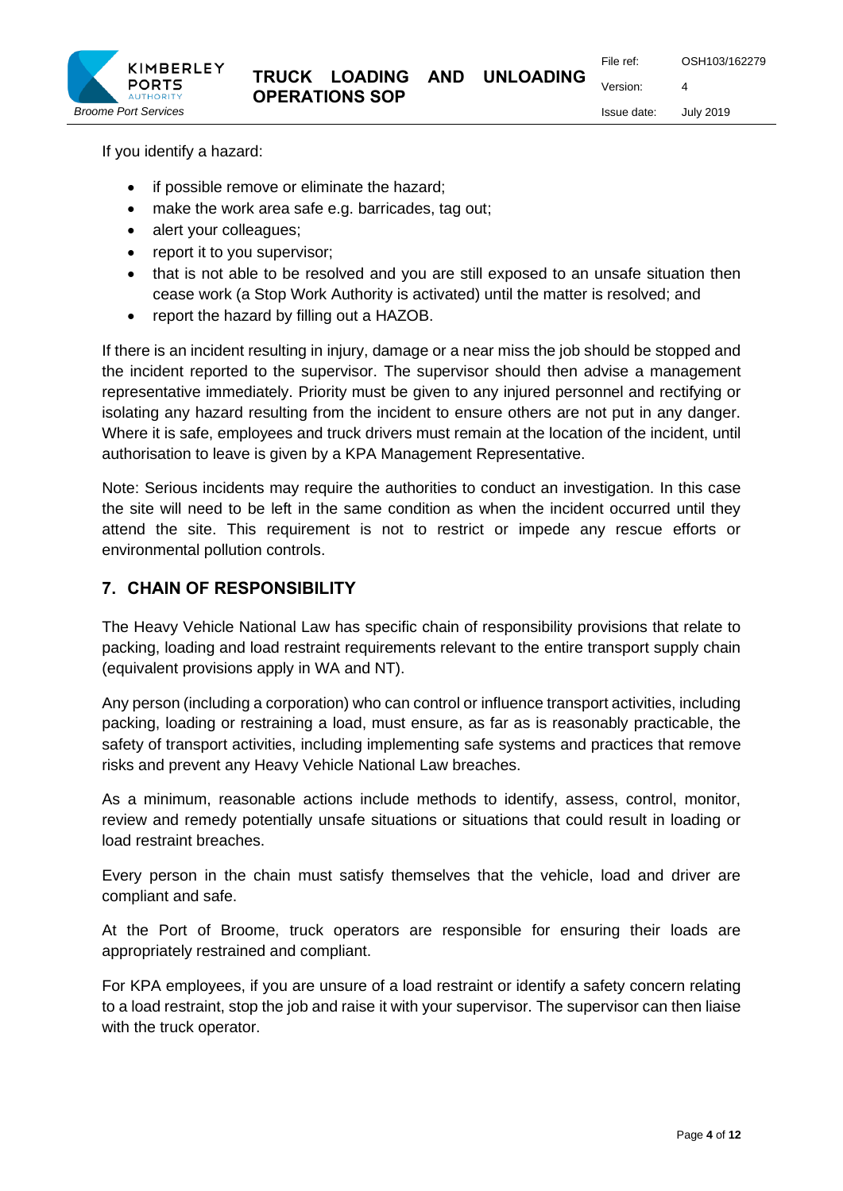If you identify a hazard:

- if possible remove or eliminate the hazard;
- make the work area safe e.g. barricades, tag out;
- alert your colleagues;
- report it to you supervisor;
- that is not able to be resolved and you are still exposed to an unsafe situation then cease work (a Stop Work Authority is activated) until the matter is resolved; and
- report the hazard by filling out a HAZOB.

If there is an incident resulting in injury, damage or a near miss the job should be stopped and the incident reported to the supervisor. The supervisor should then advise a management representative immediately. Priority must be given to any injured personnel and rectifying or isolating any hazard resulting from the incident to ensure others are not put in any danger. Where it is safe, employees and truck drivers must remain at the location of the incident, until authorisation to leave is given by a KPA Management Representative.

Note: Serious incidents may require the authorities to conduct an investigation. In this case the site will need to be left in the same condition as when the incident occurred until they attend the site. This requirement is not to restrict or impede any rescue efforts or environmental pollution controls.

## 7. CHAIN OF RESPONSIBILITY

The Heavy Vehicle National Law has specific chain of responsibility provisions that relate to packing, loading and load restraint requirements relevant to the entire transport supply chain (equivalent provisions apply in WA and NT).

Any person (including a corporation) who can control or influence transport activities, including packing, loading or restraining a load, must ensure, as far as is reasonably practicable, the safety of transport activities, including implementing safe systems and practices that remove risks and prevent any Heavy Vehicle National Law breaches.

As a minimum, reasonable actions include methods to identify, assess, control, monitor, review and remedy potentially unsafe situations or situations that could result in loading or load restraint breaches.

Every person in the chain must satisfy themselves that the vehicle, load and driver are compliant and safe.

At the Port of Broome, truck operators are responsible for ensuring their loads are appropriately restrained and compliant.

For KPA employees, if you are unsure of a load restraint or identify a safety concern relating to a load restraint, stop the job and raise it with your supervisor. The supervisor can then liaise with the truck operator.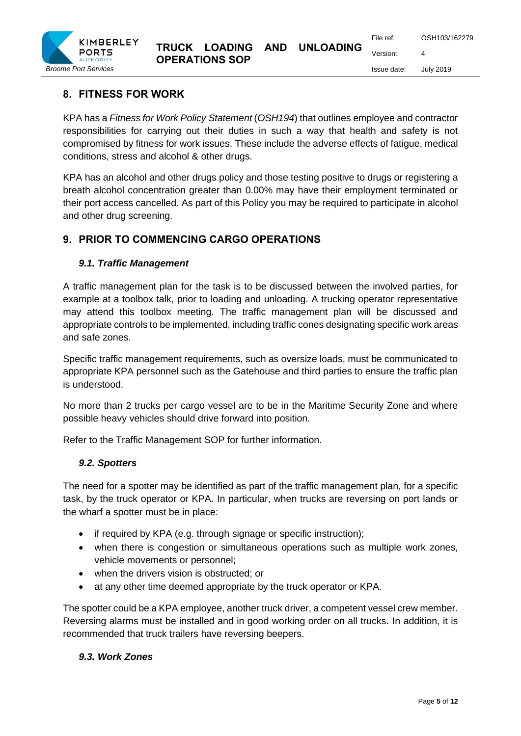## 8. FITNESS FOR WORK

KPA has a *Fitness for Work Policy Statement* (*OSH194*) that outlines employee and contractor responsibilities for carrying out their duties in such a way that health and safety is not compromised by fitness for work issues. These include the adverse effects of fatigue, medical conditions, stress and alcohol & other drugs.

KPA has an alcohol and other drugs policy and those testing positive to drugs or registering a breath alcohol concentration greater than 0.00% may have their employment terminated or their port access cancelled. As part of this Policy you may be required to participate in alcohol and other drug screening.

## 9. PRIOR TO COMMENCING CARGO OPERATIONS

### *9.1. Traffic Management*

A traffic management plan for the task is to be discussed between the involved parties, for example at a toolbox talk, prior to loading and unloading. A trucking operator representative may attend this toolbox meeting. The traffic management plan will be discussed and appropriate controls to be implemented, including traffic cones designating specific work areas and safe zones.

Specific traffic management requirements, such as oversize loads, must be communicated to appropriate KPA personnel such as the Gatehouse and third parties to ensure the traffic plan is understood.

No more than 2 trucks per cargo vessel are to be in the Maritime Security Zone and where possible heavy vehicles should drive forward into position.

Refer to the Traffic Management SOP for further information.

### *9.2. Spotters*

The need for a spotter may be identified as part of the traffic management plan, for a specific task, by the truck operator or KPA. In particular, when trucks are reversing on port lands or the wharf a spotter must be in place:

- if required by KPA (e.g. through signage or specific instruction);
- when there is congestion or simultaneous operations such as multiple work zones, vehicle movements or personnel;
- when the drivers vision is obstructed; or
- at any other time deemed appropriate by the truck operator or KPA.

The spotter could be a KPA employee, another truck driver, a competent vessel crew member. Reversing alarms must be installed and in good working order on all trucks. In addition, it is recommended that truck trailers have reversing beepers.

### *9.3. Work Zones*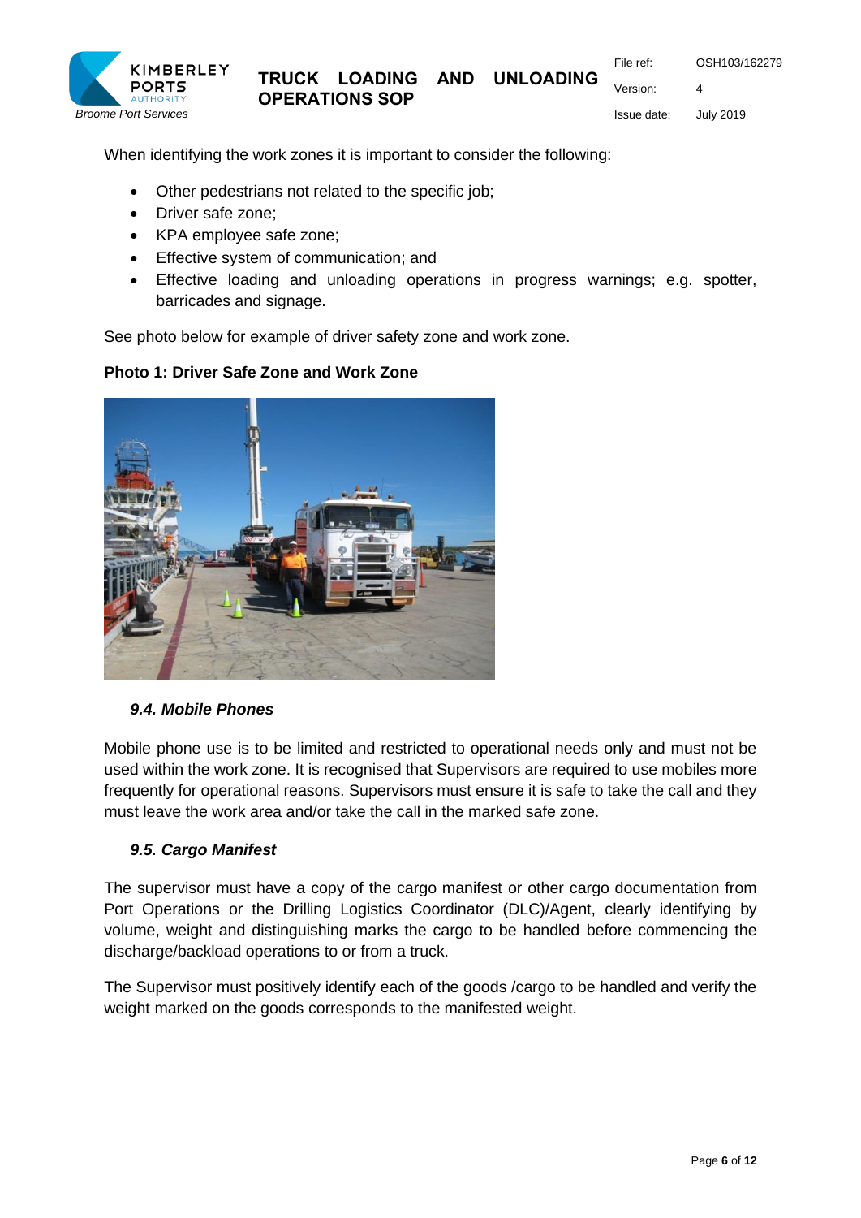When identifying the work zones it is important to consider the following:

- Other pedestrians not related to the specific job;
- Driver safe zone;
- KPA employee safe zone;
- Effective system of communication; and
- Effective loading and unloading operations in progress warnings; e.g. spotter, barricades and signage.

See photo below for example of driver safety zone and work zone.

**Photo 1: Driver Safe Zone and Work Zone**

### *9.4. Mobile Phones*

Mobile phone use is to be limited and restricted to operational needs only and must not be used within the work zone. It is recognised that Supervisors are required to use mobiles more frequently for operational reasons. Supervisors must ensure it is safe to take the call and they must leave the work area and/or take the call in the marked safe zone.

### *9.5. Cargo Manifest*

The supervisor must have a copy of the cargo manifest or other cargo documentation from Port Operations or the Drilling Logistics Coordinator (DLC)/Agent, clearly identifying by volume, weight and distinguishing marks the cargo to be handled before commencing the discharge/backload operations to or from a truck.

The Supervisor must positively identify each of the goods /cargo to be handled and verify the weight marked on the goods corresponds to the manifested weight.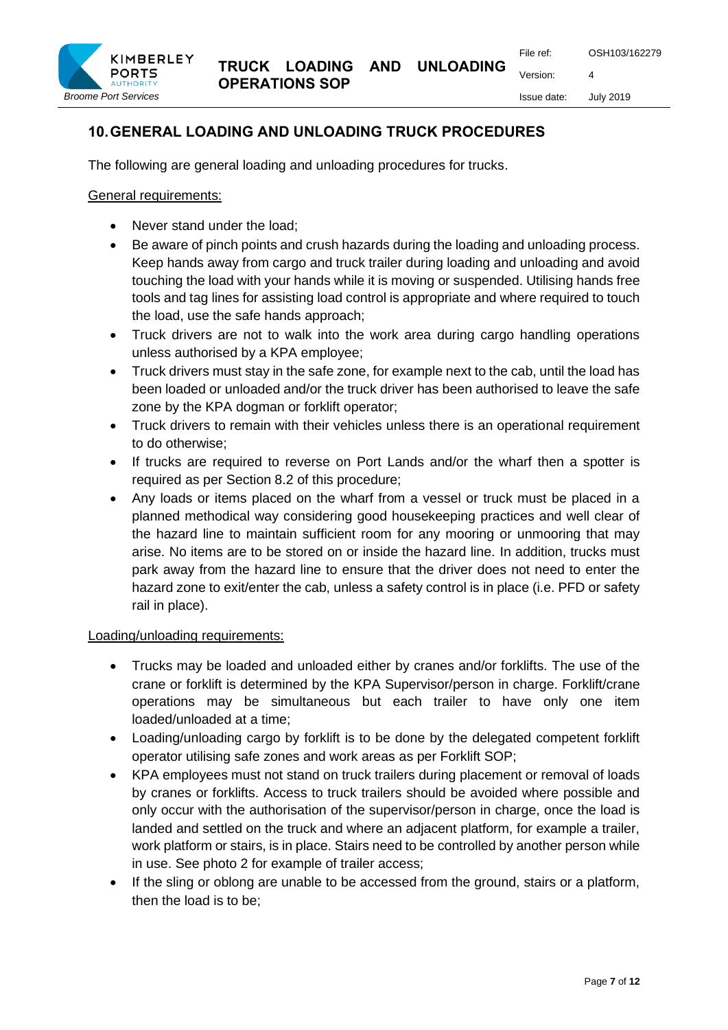## 10. GENERAL LOADING AND UNLOADING TRUCK PROCEDURES

The following are general loading and unloading procedures for trucks.

General requirements:

- Never stand under the load;
- Be aware of pinch points and crush hazards during the loading and unloading process. Keep hands away from cargo and truck trailer during loading and unloading and avoid touching the load with your hands while it is moving or suspended. Utilising hands free tools and tag lines for assisting load control is appropriate and where required to touch the load, use the safe hands approach;
- Truck drivers are not to walk into the work area during cargo handling operations unless authorised by a KPA employee;
- Truck drivers must stay in the safe zone, for example next to the cab, until the load has been loaded or unloaded and/or the truck driver has been authorised to leave the safe zone by the KPA dogman or forklift operator;
- Truck drivers to remain with their vehicles unless there is an operational requirement to do otherwise;
- If trucks are required to reverse on Port Lands and/or the wharf then a spotter is required as per Section 8.2 of this procedure;
- Any loads or items placed on the wharf from a vessel or truck must be placed in a planned methodical way considering good housekeeping practices and well clear of the hazard line to maintain sufficient room for any mooring or unmooring that may arise. No items are to be stored on or inside the hazard line. In addition, trucks must park away from the hazard line to ensure that the driver does not need to enter the hazard zone to exit/enter the cab, unless a safety control is in place (i.e. PFD or safety rail in place).

Loading/unloading requirements:

- Trucks may be loaded and unloaded either by cranes and/or forklifts. The use of the crane or forklift is determined by the KPA Supervisor/person in charge. Forklift/crane operations may be simultaneous but each trailer to have only one item loaded/unloaded at a time;
- Loading/unloading cargo by forklift is to be done by the delegated competent forklift operator utilising safe zones and work areas as per Forklift SOP;
- KPA employees must not stand on truck trailers during placement or removal of loads by cranes or forklifts. Access to truck trailers should be avoided where possible and only occur with the authorisation of the supervisor/person in charge, once the load is landed and settled on the truck and where an adjacent platform, for example a trailer, work platform or stairs, is in place. Stairs need to be controlled by another person while in use. See photo 2 for example of trailer access;
- If the sling or oblong are unable to be accessed from the ground, stairs or a platform, then the load is to be;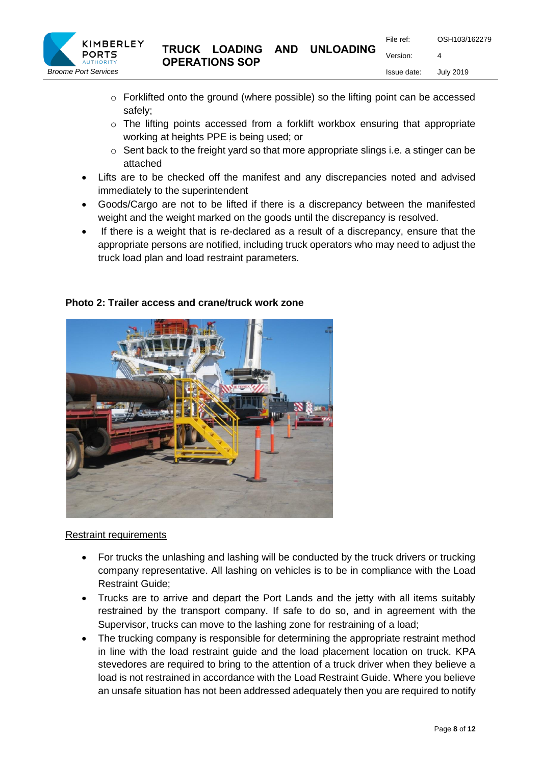- Forklifted onto the ground (where possible) so the lifting point can be accessed safely;
    - The lifting points accessed from a forklift workbox ensuring that appropriate working at heights PPE is being used; or
    - Sent back to the freight yard so that more appropriate slings i.e. a stinger can be attached
- Lifts are to be checked off the manifest and any discrepancies noted and advised immediately to the superintendent
- Goods/Cargo are not to be lifted if there is a discrepancy between the manifested weight and the weight marked on the goods until the discrepancy is resolved.
- If there is a weight that is re-declared as a result of a discrepancy, ensure that the appropriate persons are notified, including truck operators who may need to adjust the truck load plan and load restraint parameters.

**Photo 2: Trailer access and crane/truck work zone**

Restraint requirements

- For trucks the unlashing and lashing will be conducted by the truck drivers or trucking company representative. All lashing on vehicles is to be in compliance with the Load Restraint Guide;
- Trucks are to arrive and depart the Port Lands and the jetty with all items suitably restrained by the transport company. If safe to do so, and in agreement with the Supervisor, trucks can move to the lashing zone for restraining of a load;
- The trucking company is responsible for determining the appropriate restraint method in line with the load restraint guide and the load placement location on truck. KPA stevedores are required to bring to the attention of a truck driver when they believe a load is not restrained in accordance with the Load Restraint Guide. Where you believe an unsafe situation has not been addressed adequately then you are required to notify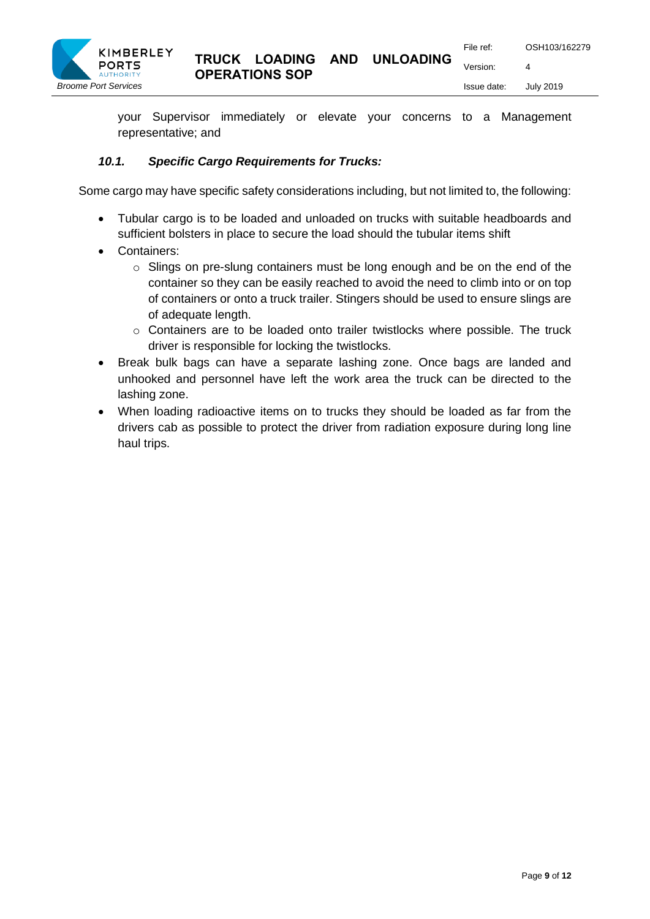your Supervisor immediately or elevate your concerns to a Management representative; and

### *10.1. Specific Cargo Requirements for Trucks:*

Some cargo may have specific safety considerations including, but not limited to, the following:

- Tubular cargo is to be loaded and unloaded on trucks with suitable headboards and sufficient bolsters in place to secure the load should the tubular items shift
- Containers:
  - Slings on pre-slung containers must be long enough and be on the end of the container so they can be easily reached to avoid the need to climb into or on top of containers or onto a truck trailer. Stingers should be used to ensure slings are of adequate length.
  - Containers are to be loaded onto trailer twistlocks where possible. The truck driver is responsible for locking the twistlocks.
- Break bulk bags can have a separate lashing zone. Once bags are landed and unhooked and personnel have left the work area the truck can be directed to the lashing zone.
- When loading radioactive items on to trucks they should be loaded as far from the drivers cab as possible to protect the driver from radiation exposure during long line haul trips.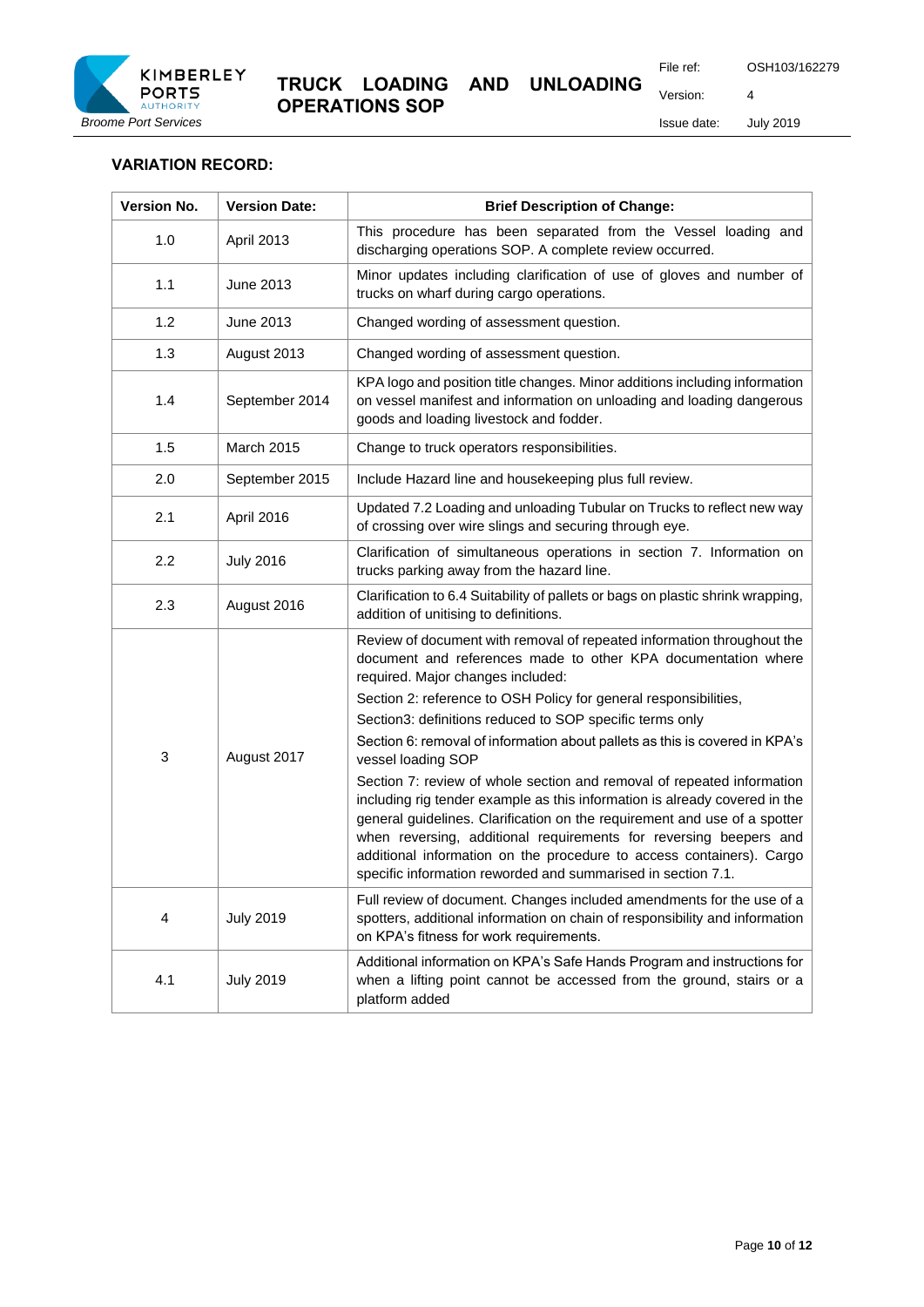## VARIATION RECORD:

| Version No. | Version Date: | Brief Description of Change: |
|---|---|---|
| 1.0 | April 2013 | This procedure has been separated from the Vessel loading and discharging operations SOP. A complete review occurred. |
| 1.1 | June 2013 | Minor updates including clarification of use of gloves and number of trucks on wharf during cargo operations. |
| 1.2 | June 2013 | Changed wording of assessment question. |
| 1.3 | August 2013 | Changed wording of assessment question. |
| 1.4 | September 2014 | KPA logo and position title changes. Minor additions including information on vessel manifest and information on unloading and loading dangerous goods and loading livestock and fodder. |
| 1.5 | March 2015 | Change to truck operators responsibilities. |
| 2.0 | September 2015 | Include Hazard line and housekeeping plus full review. |
| 2.1 | April 2016 | Updated 7.2 Loading and unloading Tubular on Trucks to reflect new way of crossing over wire slings and securing through eye. |
| 2.2 | July 2016 | Clarification of simultaneous operations in section 7. Information on trucks parking away from the hazard line. |
| 2.3 | August 2016 | Clarification to 6.4 Suitability of pallets or bags on plastic shrink wrapping, addition of unitising to definitions. |
| 3 | August 2017 | Review of document with removal of repeated information throughout the document and references made to other KPA documentation where required. Major changes included:<br>Section 2: reference to OSH Policy for general responsibilities,<br>Section3: definitions reduced to SOP specific terms only<br>Section 6: removal of information about pallets as this is covered in KPA's vessel loading SOP<br>Section 7: review of whole section and removal of repeated information including rig tender example as this information is already covered in the general guidelines. Clarification on the requirement and use of a spotter when reversing, additional requirements for reversing beepers and additional information on the procedure to access containers). Cargo specific information reworded and summarised in section 7.1. |
| 4 | July 2019 | Full review of document. Changes included amendments for the use of a spotters, additional information on chain of responsibility and information on KPA's fitness for work requirements. |
| 4.1 | July 2019 | Additional information on KPA's Safe Hands Program and instructions for when a lifting point cannot be accessed from the ground, stairs or a platform added |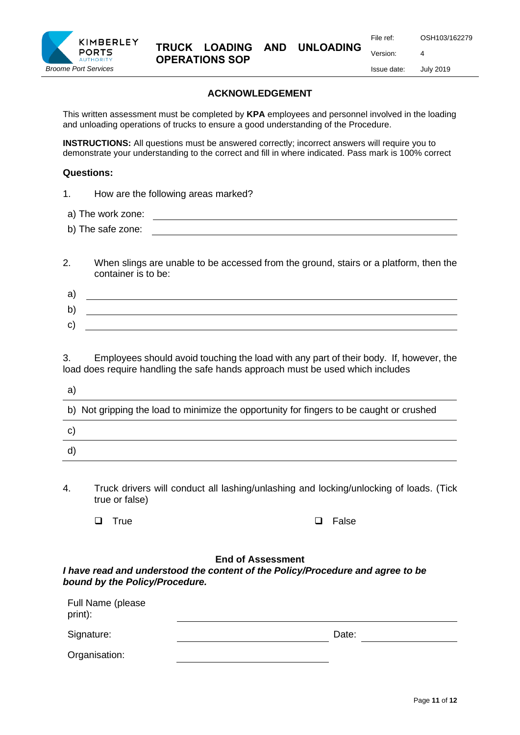## ACKNOWLEDGEMENT

This written assessment must be completed by **KPA** employees and personnel involved in the loading and unloading operations of trucks to ensure a good understanding of the Procedure.

**INSTRUCTIONS:** All questions must be answered correctly; incorrect answers will require you to demonstrate your understanding to the correct and fill in where indicated. Pass mark is 100% correct

**Questions:**

1. How are the following areas marked?

a) The work zone: \_\_\_\_\_\_\_\_\_\_\_\_\_\_\_\_\_\_\_\_\_\_\_\_\_\_\_\_\_\_

b) The safe zone: \_\_\_\_\_\_\_\_\_\_\_\_\_\_\_\_\_\_\_\_\_\_\_\_\_\_\_\_\_\_

2. When slings are unable to be accessed from the ground, stairs or a platform, then the container is to be:

a) \_\_\_\_\_\_\_\_\_\_\_\_\_\_\_\_\_\_\_\_\_\_\_\_\_\_\_\_\_\_

b) \_\_\_\_\_\_\_\_\_\_\_\_\_\_\_\_\_\_\_\_\_\_\_\_\_\_\_\_\_\_

c) \_\_\_\_\_\_\_\_\_\_\_\_\_\_\_\_\_\_\_\_\_\_\_\_\_\_\_\_\_\_

3. Employees should avoid touching the load with any part of their body. If, however, the load does require handling the safe hands approach must be used which includes

a) \_\_\_\_\_\_\_\_\_\_\_\_\_\_\_\_\_\_\_\_\_\_\_\_\_\_\_\_\_\_

b) Not gripping the load to minimize the opportunity for fingers to be caught or crushed

c) \_\_\_\_\_\_\_\_\_\_\_\_\_\_\_\_\_\_\_\_\_\_\_\_\_\_\_\_\_\_

d) \_\_\_\_\_\_\_\_\_\_\_\_\_\_\_\_\_\_\_\_\_\_\_\_\_\_\_\_\_\_

4. Truck drivers will conduct all lashing/unlashing and locking/unlocking of loads. (Tick true or false)

❑ True ❑ False

**End of Assessment**

***I have read and understood the content of the Policy/Procedure and agree to be bound by the Policy/Procedure.***

Full Name (please print): \_\_\_\_\_\_\_\_\_\_\_\_\_\_\_\_\_\_\_\_\_\_\_\_\_\_\_\_\_\_

Signature: \_\_\_\_\_\_\_\_\_\_\_\_\_\_\_\_\_\_\_\_ Date: \_\_\_\_\_\_\_\_\_\_\_\_

Organisation: \_\_\_\_\_\_\_\_\_\_\_\_\_\_\_\_\_\_\_\_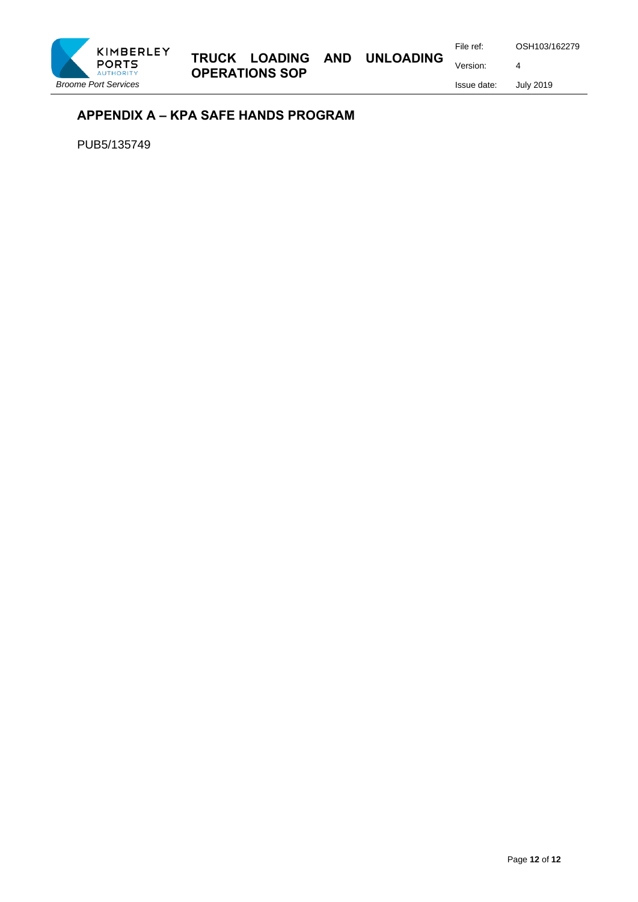## APPENDIX A – KPA SAFE HANDS PROGRAM

PUB5/135749